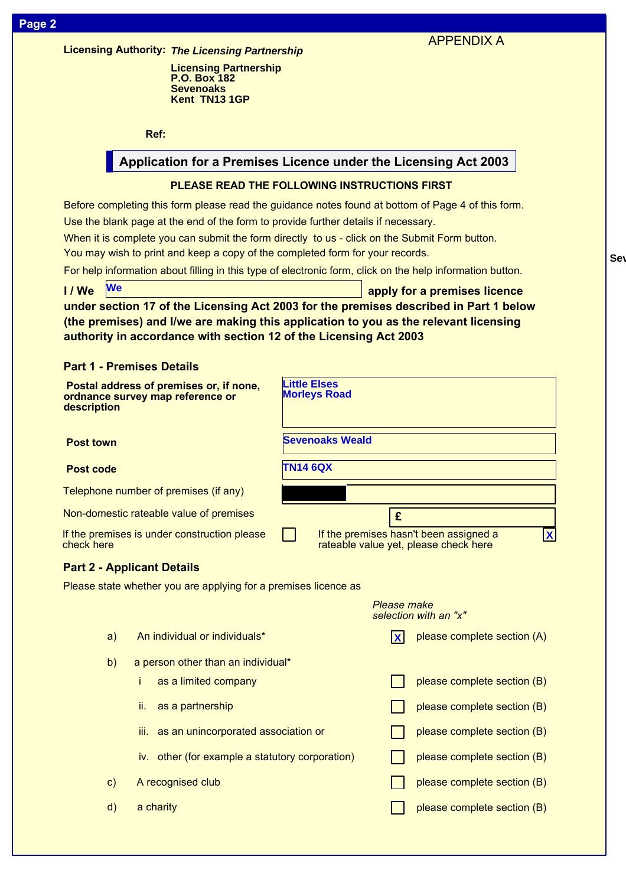APPENDIX A

**Licensing Authority:** ***The Licensing Partnership***

**Licensing Partnership**
**P.O. Box 182**
**Sevenoaks**
**Kent TN13 1GP**

**Ref:**

## Application for a Premises Licence under the Licensing Act 2003

**PLEASE READ THE FOLLOWING INSTRUCTIONS FIRST**

Before completing this form please read the guidance notes found at bottom of Page 4 of this form.

Use the blank page at the end of the form to provide further details if necessary.

When it is complete you can submit the form directly to us - click on the Submit Form button.

You may wish to print and keep a copy of the completed form for your records.

For help information about filling in this type of electronic form, click on the help information button.

**I / We** We **apply for a premises licence under section 17 of the Licensing Act 2003 for the premises described in Part 1 below (the premises) and I/we are making this application to you as the relevant licensing authority in accordance with section 12 of the Licensing Act 2003**

### Part 1 - Premises Details

| | |
|---|---|
| **Postal address of premises or, if none, ordnance survey map reference or description** | Little Elses<br>Morleys Road |
| **Post town** | Sevenoaks Weald |
| **Post code** | TN14 6QX |
| Telephone number of premises (if any) | |
| Non-domestic rateable value of premises | £ |

If the premises is under construction please check here [ ]

If the premises hasn't been assigned a rateable value yet, please check here [X]

### Part 2 - Applicant Details

Please state whether you are applying for a premises licence as

*Please make selection with an "x"*

| | | | |
|---|---|---|---|
| a) | An individual or individuals* | [X] | please complete section (A) |
| b) | a person other than an individual* | | |
| | i as a limited company | [ ] | please complete section (B) |
| | ii. as a partnership | [ ] | please complete section (B) |
| | iii. as an unincorporated association or | [ ] | please complete section (B) |
| | iv. other (for example a statutory corporation) | [ ] | please complete section (B) |
| c) | A recognised club | [ ] | please complete section (B) |
| d) | a charity | [ ] | please complete section (B) |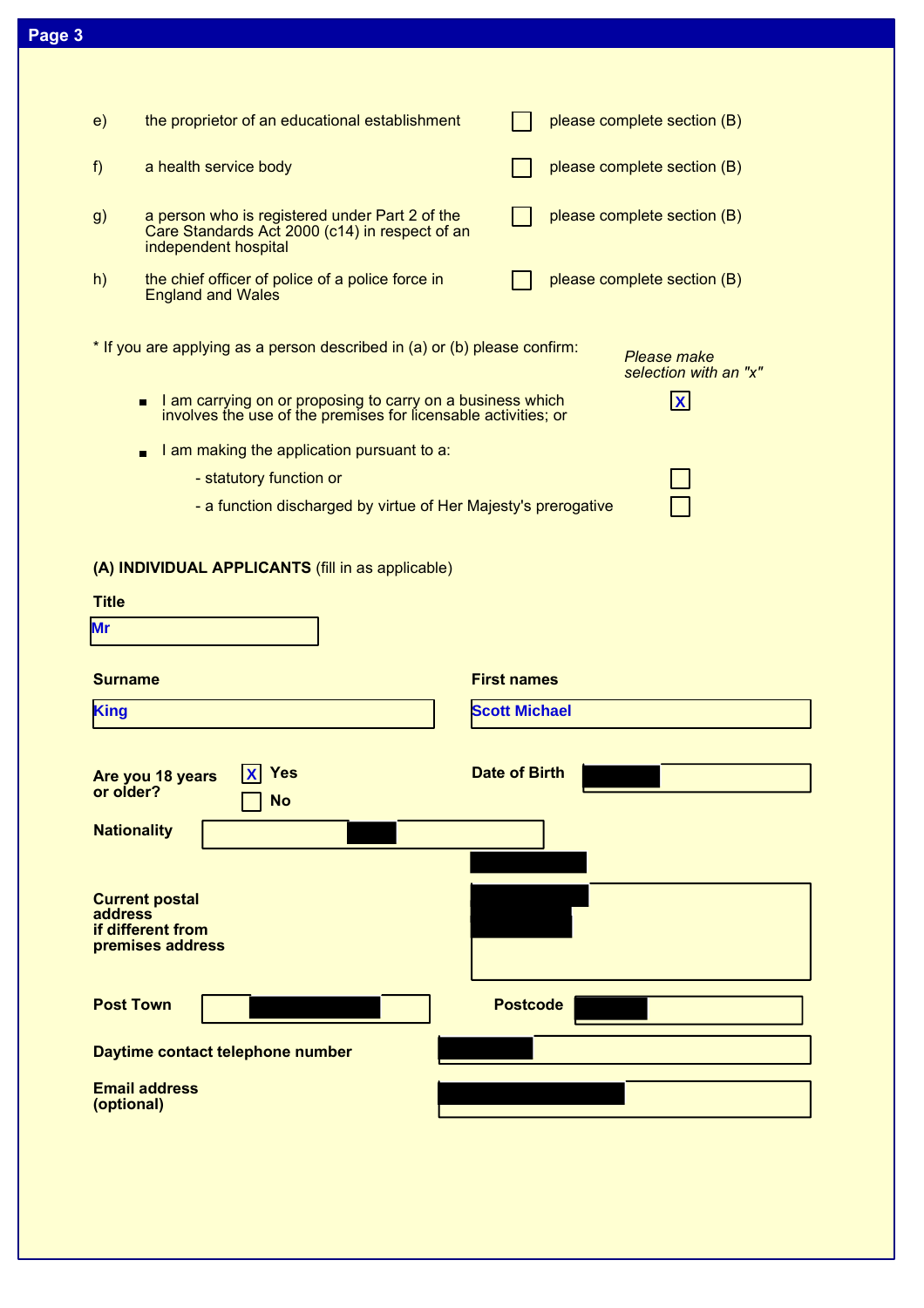| | | | |
|---|---|---|---|
| e) | the proprietor of an educational establishment | ☐ | please complete section (B) |
| f) | a health service body | ☐ | please complete section (B) |
| g) | a person who is registered under Part 2 of the Care Standards Act 2000 (c14) in respect of an independent hospital | ☐ | please complete section (B) |
| h) | the chief officer of police of a police force in England and Wales | ☐ | please complete section (B) |

\* If you are applying as a person described in (a) or (b) please confirm:

*Please make selection with an "x"*

- I am carrying on or proposing to carry on a business which involves the use of the premises for licensable activities; or — X
- I am making the application pursuant to a:
  - statutory function or — ☐
  - a function discharged by virtue of Her Majesty's prerogative — ☐

**(A) INDIVIDUAL APPLICANTS** (fill in as applicable)

**Title**

Mr

**Surname**

King

**First names**

Scott Michael

**Are you 18 years or older?** X Yes ☐ No

**Date of Birth**

**Nationality**

**Current postal address if different from premises address**

**Post Town**

**Postcode**

**Daytime contact telephone number**

**Email address (optional)**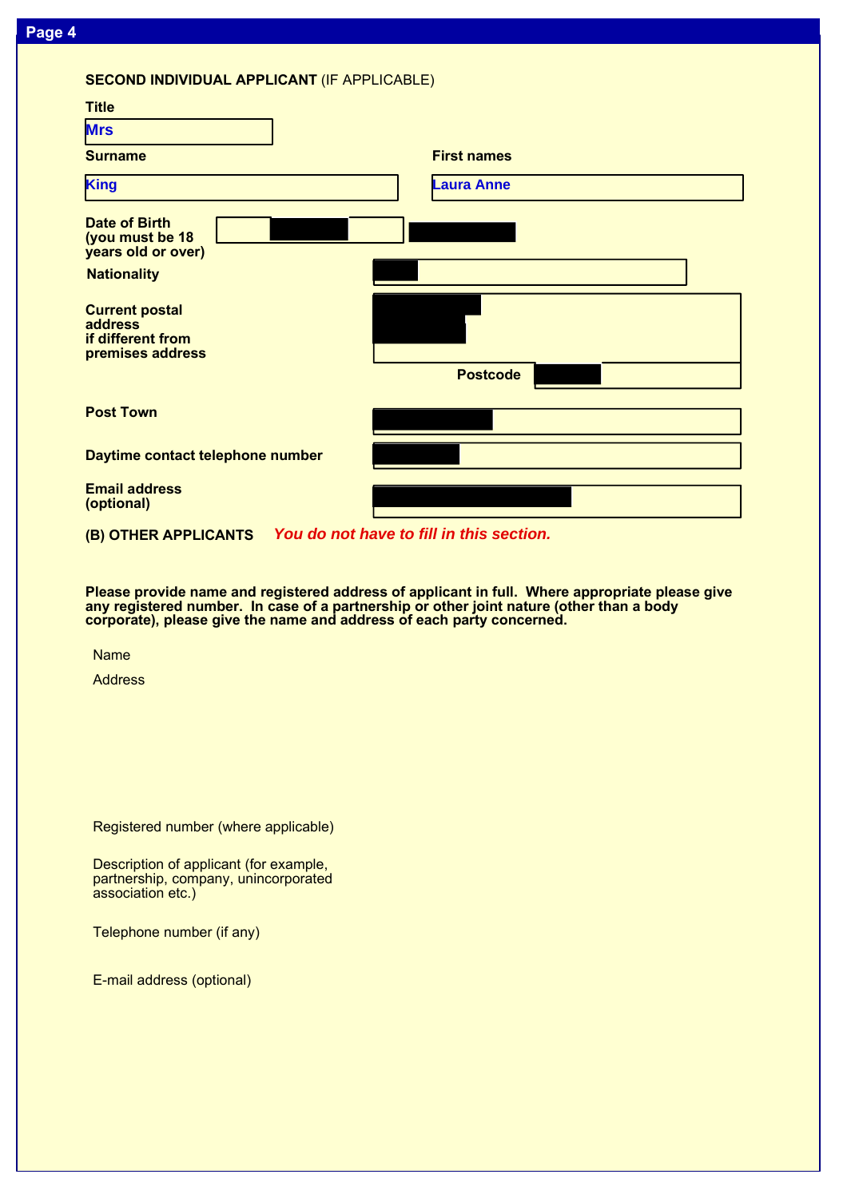**SECOND INDIVIDUAL APPLICANT** (IF APPLICABLE)

**Title**

Mrs

**Surname**

King

**First names**

Laura Anne

**Date of Birth (you must be 18 years old or over)**

**Nationality**

**Current postal address if different from premises address**

**Postcode**

**Post Town**

**Daytime contact telephone number**

**Email address (optional)**

**(B) OTHER APPLICANTS** ***You do not have to fill in this section.***

**Please provide name and registered address of applicant in full. Where appropriate please give any registered number. In case of a partnership or other joint nature (other than a body corporate), please give the name and address of each party concerned.**

Name

Address

Registered number (where applicable)

Description of applicant (for example, partnership, company, unincorporated association etc.)

Telephone number (if any)

E-mail address (optional)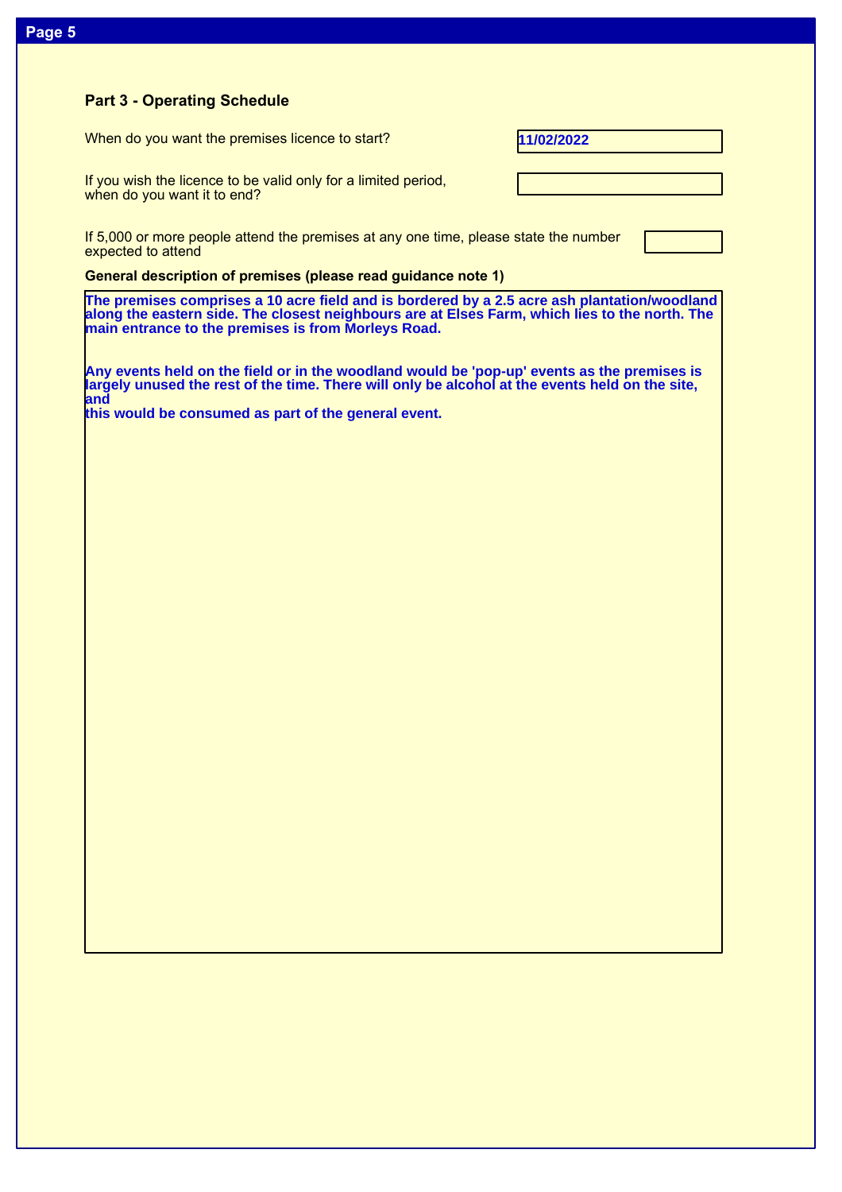## Part 3 - Operating Schedule

When do you want the premises licence to start?

11/02/2022

If you wish the licence to be valid only for a limited period, when do you want it to end?

If 5,000 or more people attend the premises at any one time, please state the number expected to attend

**General description of premises (please read guidance note 1)**

The premises comprises a 10 acre field and is bordered by a 2.5 acre ash plantation/woodland along the eastern side. The closest neighbours are at Elses Farm, which lies to the north. The main entrance to the premises is from Morleys Road.

Any events held on the field or in the woodland would be 'pop-up' events as the premises is largely unused the rest of the time. There will only be alcohol at the events held on the site, and
this would be consumed as part of the general event.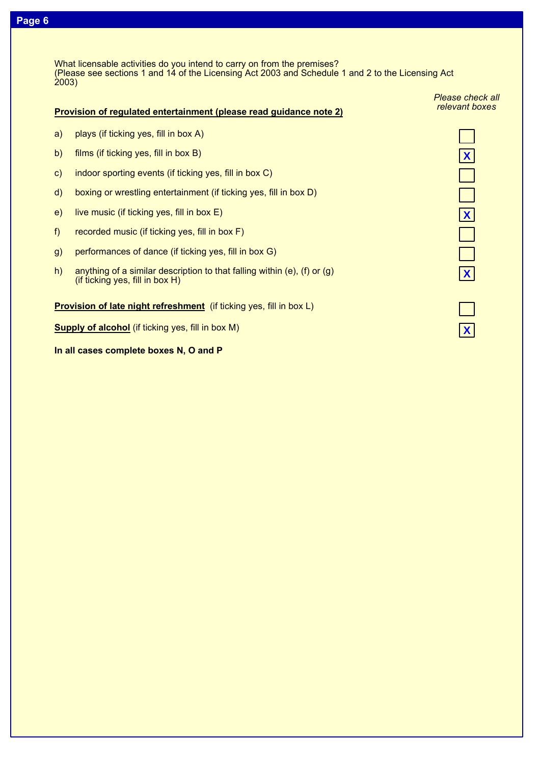What licensable activities do you intend to carry on from the premises?
(Please see sections 1 and 14 of the Licensing Act 2003 and Schedule 1 and 2 to the Licensing Act 2003)

*Please check all relevant boxes*

**Provision of regulated entertainment (please read guidance note 2)**

| | | |
|---|---|---|
| a) | plays (if ticking yes, fill in box A) | ☐ |
| b) | films (if ticking yes, fill in box B) | X |
| c) | indoor sporting events (if ticking yes, fill in box C) | ☐ |
| d) | boxing or wrestling entertainment (if ticking yes, fill in box D) | ☐ |
| e) | live music (if ticking yes, fill in box E) | X |
| f) | recorded music (if ticking yes, fill in box F) | ☐ |
| g) | performances of dance (if ticking yes, fill in box G) | ☐ |
| h) | anything of a similar description to that falling within (e), (f) or (g) (if ticking yes, fill in box H) | X |

**Provision of late night refreshment** (if ticking yes, fill in box L) ☐

**Supply of alcohol** (if ticking yes, fill in box M) X

**In all cases complete boxes N, O and P**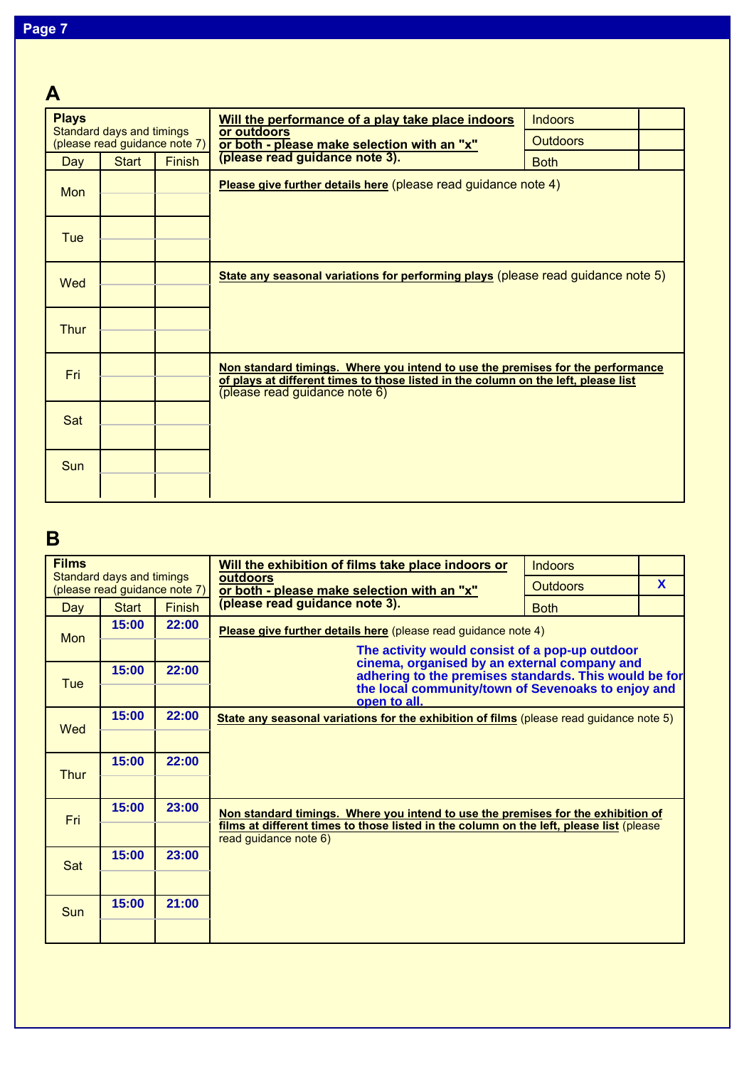## A

**Plays**
Standard days and timings (please read guidance note 7)

| Day | Start | Finish |
|---|---|---|
| Mon | | |
| Tue | | |
| Wed | | |
| Thur | | |
| Fri | | |
| Sat | | |
| Sun | | |

**Will the performance of a play take place indoors or outdoors or both - please make selection with an "x" (please read guidance note 3).**

| | |
|---|---|
| Indoors | |
| Outdoors | |
| Both | |

**Please give further details here** (please read guidance note 4)

**State any seasonal variations for performing plays** (please read guidance note 5)

**Non standard timings. Where you intend to use the premises for the performance of plays at different times to those listed in the column on the left, please list** (please read guidance note 6)

## B

**Films**
Standard days and timings (please read guidance note 7)

| Day | Start | Finish |
|---|---|---|
| Mon | 15:00 | 22:00 |
| Tue | 15:00 | 22:00 |
| Wed | 15:00 | 22:00 |
| Thur | 15:00 | 22:00 |
| Fri | 15:00 | 23:00 |
| Sat | 15:00 | 23:00 |
| Sun | 15:00 | 21:00 |

**Will the exhibition of films take place indoors or outdoors or both - please make selection with an "x" (please read guidance note 3).**

| | |
|---|---|
| Indoors | |
| Outdoors | X |
| Both | |

**Please give further details here** (please read guidance note 4)

The activity would consist of a pop-up outdoor cinema, organised by an external company and adhering to the premises standards. This would be for the local community/town of Sevenoaks to enjoy and open to all.

**State any seasonal variations for the exhibition of films** (please read guidance note 5)

**Non standard timings. Where you intend to use the premises for the exhibition of films at different times to those listed in the column on the left, please list** (please read guidance note 6)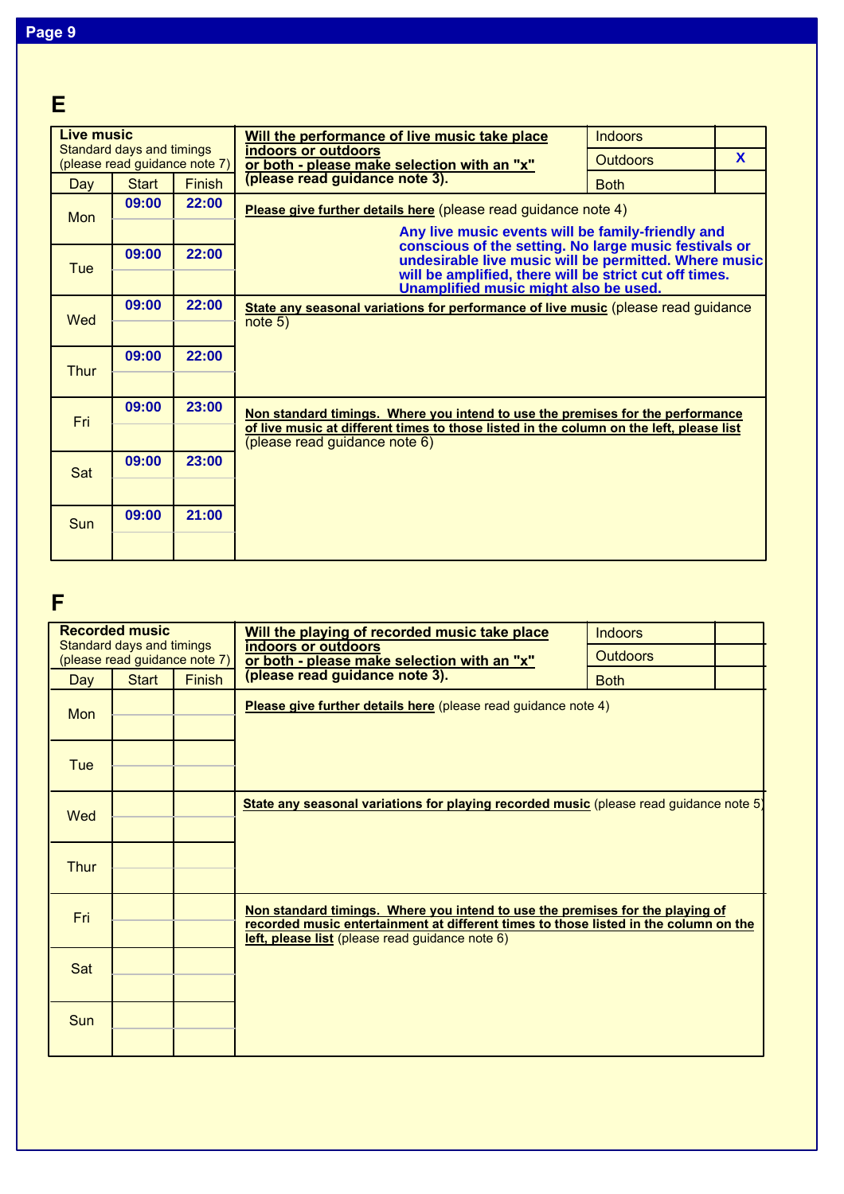## E

**Live music**
Standard days and timings (please read guidance note 7)

| Day | Start | Finish |
|---|---|---|
| Mon | 09:00 | 22:00 |
| | | |
| Tue | 09:00 | 22:00 |
| | | |
| Wed | 09:00 | 22:00 |
| | | |
| Thur | 09:00 | 22:00 |
| | | |
| Fri | 09:00 | 23:00 |
| | | |
| Sat | 09:00 | 23:00 |
| | | |
| Sun | 09:00 | 21:00 |
| | | |

**Will the performance of live music take place indoors or outdoors or both - please make selection with an "x" (please read guidance note 3).**

| | |
|---|---|
| Indoors | |
| Outdoors | X |
| Both | |

**Please give further details here** (please read guidance note 4)

**Any live music events will be family-friendly and conscious of the setting. No large music festivals or undesirable live music will be permitted. Where music will be amplified, there will be strict cut off times. Unamplified music might also be used.**

**State any seasonal variations for performance of live music** (please read guidance note 5)

**Non standard timings. Where you intend to use the premises for the performance of live music at different times to those listed in the column on the left, please list** (please read guidance note 6)

## F

**Recorded music**
Standard days and timings (please read guidance note 7)

| Day | Start | Finish |
|---|---|---|
| Mon | | |
| | | |
| Tue | | |
| | | |
| Wed | | |
| | | |
| Thur | | |
| | | |
| Fri | | |
| | | |
| Sat | | |
| | | |
| Sun | | |
| | | |

**Will the playing of recorded music take place indoors or outdoors or both - please make selection with an "x" (please read guidance note 3).**

| | |
|---|---|
| Indoors | |
| Outdoors | |
| Both | |

**Please give further details here** (please read guidance note 4)

**State any seasonal variations for playing recorded music** (please read guidance note 5)

**Non standard timings. Where you intend to use the premises for the playing of recorded music entertainment at different times to those listed in the column on the left, please list** (please read guidance note 6)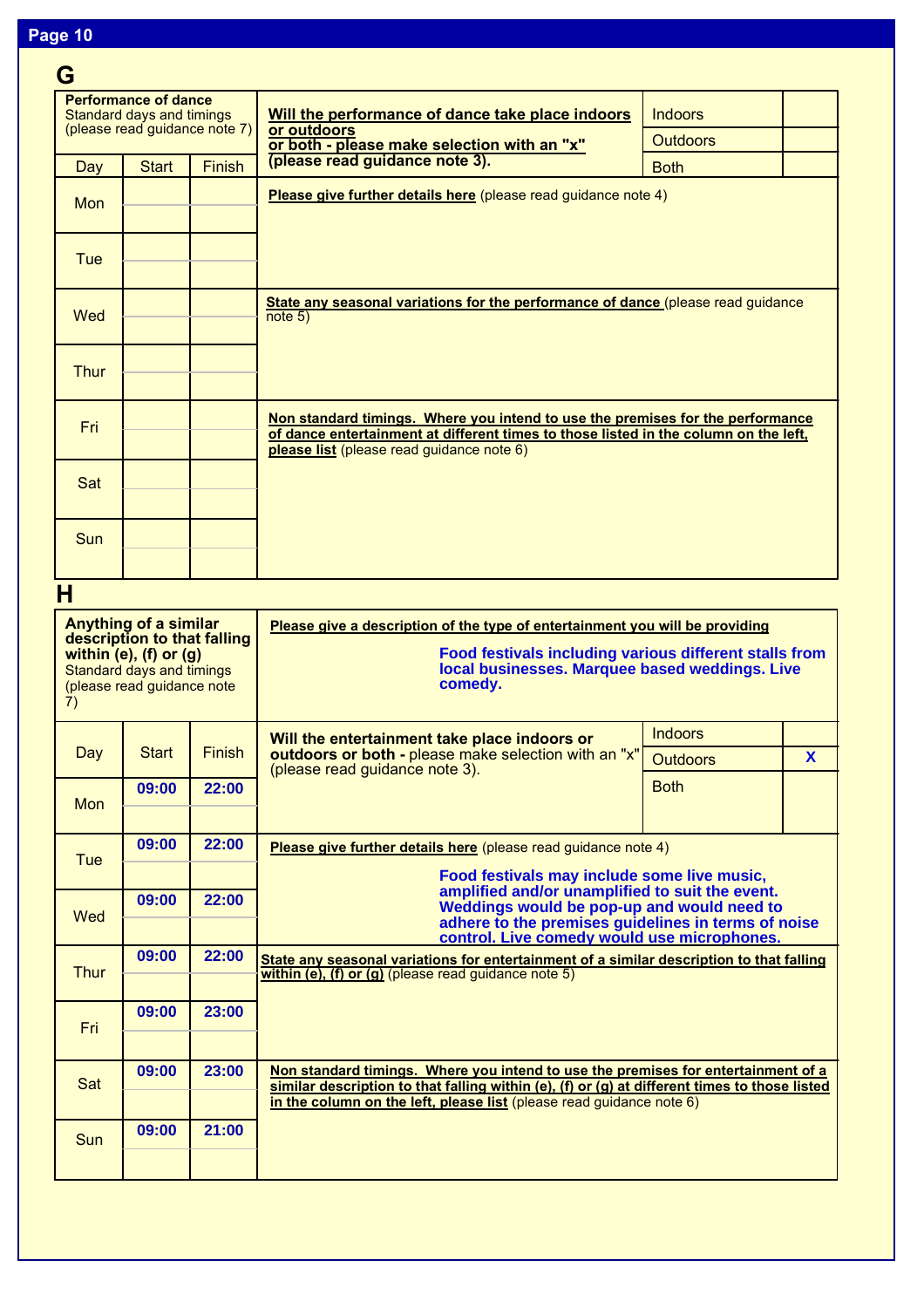## G

**Performance of dance**
Standard days and timings (please read guidance note 7)

| Day | Start | Finish |
|---|---|---|
| Mon | | |
| Tue | | |
| Wed | | |
| Thur | | |
| Fri | | |
| Sat | | |
| Sun | | |

**Will the performance of dance take place indoors or outdoors or both - please make selection with an "x" (please read guidance note 3).**

| | |
|---|---|
| Indoors | |
| Outdoors | |
| Both | |

**Please give further details here** (please read guidance note 4)

**State any seasonal variations for the performance of dance** (please read guidance note 5)

**Non standard timings. Where you intend to use the premises for the performance of dance entertainment at different times to those listed in the column on the left, please list** (please read guidance note 6)

## H

**Anything of a similar description to that falling within (e), (f) or (g)**
Standard days and timings (please read guidance note 7)

**Please give a description of the type of entertainment you will be providing**

Food festivals including various different stalls from local businesses. Marquee based weddings. Live comedy.

| Day | Start | Finish |
|---|---|---|
| Mon | 09:00 | 22:00 |
| Tue | 09:00 | 22:00 |
| Wed | 09:00 | 22:00 |
| Thur | 09:00 | 22:00 |
| Fri | 09:00 | 23:00 |
| Sat | 09:00 | 23:00 |
| Sun | 09:00 | 21:00 |

**Will the entertainment take place indoors or outdoors or both -** please make selection with an "x" (please read guidance note 3).

| | |
|---|---|
| Indoors | |
| Outdoors | X |
| Both | |

**Please give further details here** (please read guidance note 4)

Food festivals may include some live music, amplified and/or unamplified to suit the event. Weddings would be pop-up and would need to adhere to the premises guidelines in terms of noise control. Live comedy would use microphones.

**State any seasonal variations for entertainment of a similar description to that falling within (e), (f) or (g)** (please read guidance note 5)

**Non standard timings. Where you intend to use the premises for entertainment of a similar description to that falling within (e), (f) or (g) at different times to those listed in the column on the left, please list** (please read guidance note 6)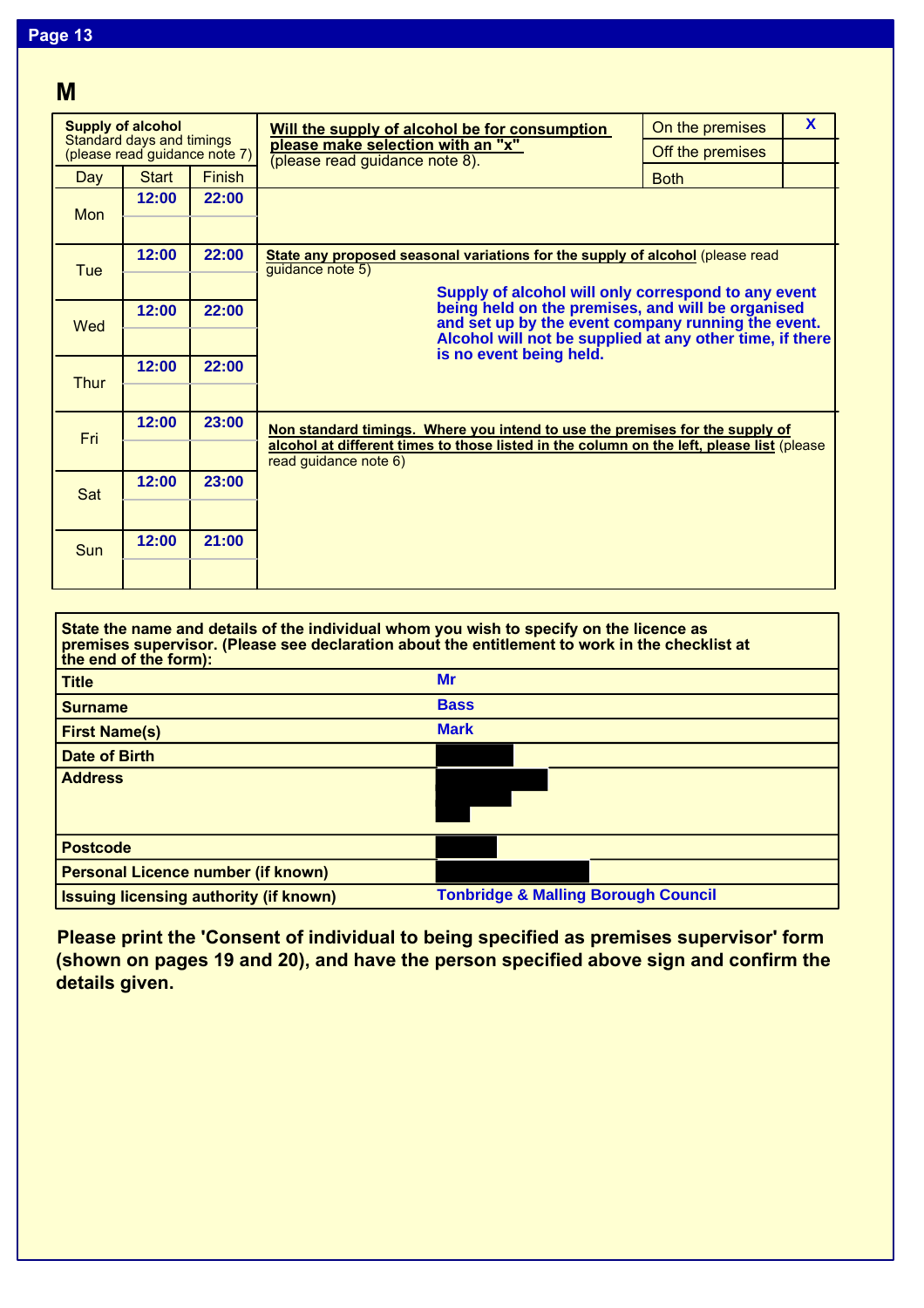## M

| Supply of alcohol Standard days and timings (please read guidance note 7) | | |
|---|---|---|
| Day | Start | Finish |
| Mon | 12:00 | 22:00 |
| Tue | 12:00 | 22:00 |
| Wed | 12:00 | 22:00 |
| Thur | 12:00 | 22:00 |
| Fri | 12:00 | 23:00 |
| Sat | 12:00 | 23:00 |
| Sun | 12:00 | 21:00 |

**Will the supply of alcohol be for consumption please make selection with an "x"** (please read guidance note 8).

| | |
|---|---|
| On the premises | X |
| Off the premises | |
| Both | |

**State any proposed seasonal variations for the supply of alcohol** (please read guidance note 5)

**Supply of alcohol will only correspond to any event being held on the premises, and will be organised and set up by the event company running the event. Alcohol will not be supplied at any other time, if there is no event being held.**

**Non standard timings. Where you intend to use the premises for the supply of alcohol at different times to those listed in the column on the left, please list** (please read guidance note 6)

**State the name and details of the individual whom you wish to specify on the licence as premises supervisor. (Please see declaration about the entitlement to work in the checklist at the end of the form):**

| | |
|---|---|
| Title | Mr |
| Surname | Bass |
| First Name(s) | Mark |
| Date of Birth | |
| Address | |
| Postcode | |
| Personal Licence number (if known) | |
| Issuing licensing authority (if known) | Tonbridge & Malling Borough Council |

**Please print the 'Consent of individual to being specified as premises supervisor' form (shown on pages 19 and 20), and have the person specified above sign and confirm the details given.**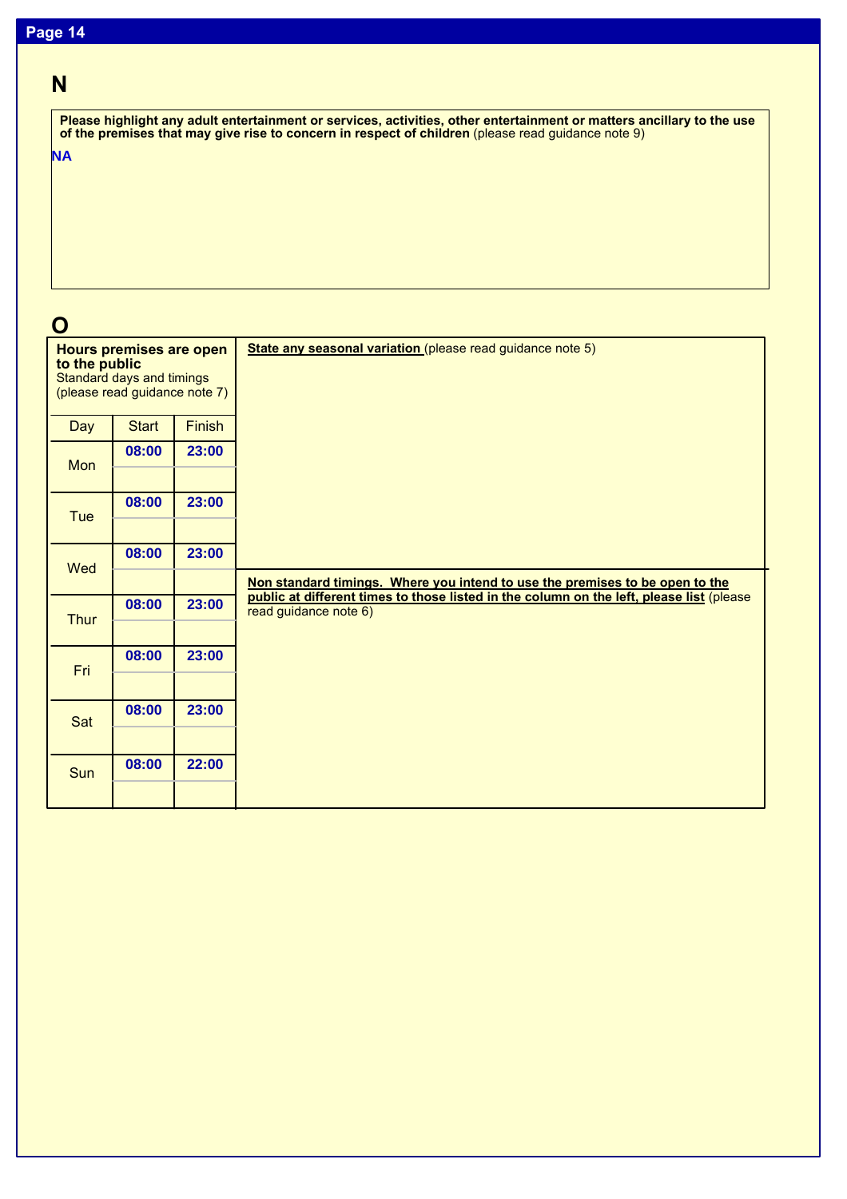## N

**Please highlight any adult entertainment or services, activities, other entertainment or matters ancillary to the use of the premises that may give rise to concern in respect of children** (please read guidance note 9)

NA

## O

**Hours premises are open to the public**
Standard days and timings
(please read guidance note 7)

| Day | Start | Finish |
|---|---|---|
| Mon | 08:00 | 23:00 |
| Tue | 08:00 | 23:00 |
| Wed | 08:00 | 23:00 |
| Thur | 08:00 | 23:00 |
| Fri | 08:00 | 23:00 |
| Sat | 08:00 | 23:00 |
| Sun | 08:00 | 22:00 |

**State any seasonal variation** (please read guidance note 5)

**Non standard timings. Where you intend to use the premises to be open to the public at different times to those listed in the column on the left, please list** (please read guidance note 6)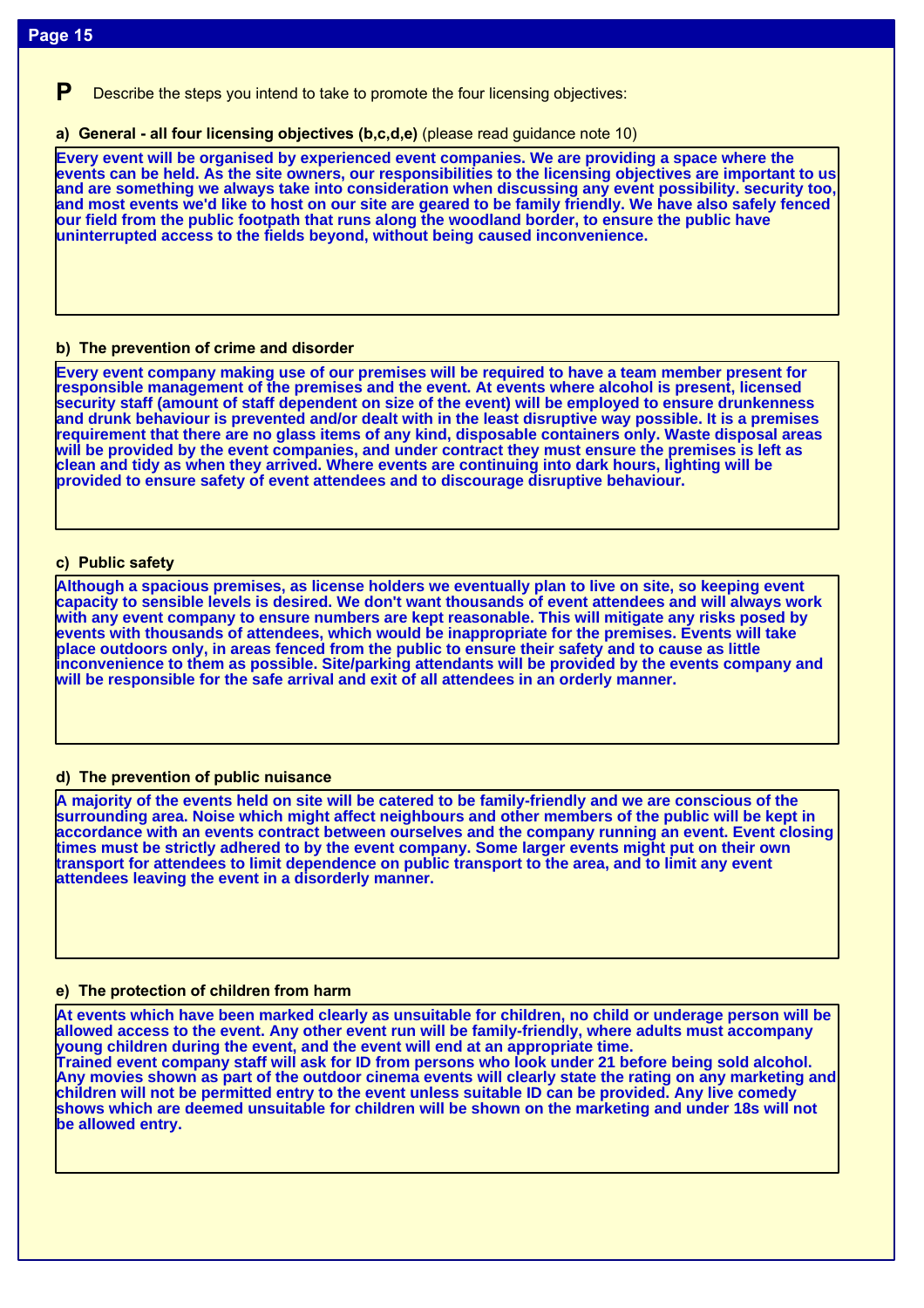**P** Describe the steps you intend to take to promote the four licensing objectives:

**a) General - all four licensing objectives (b,c,d,e)** (please read guidance note 10)

Every event will be organised by experienced event companies. We are providing a space where the events can be held. As the site owners, our responsibilities to the licensing objectives are important to us and are something we always take into consideration when discussing any event possibility. security too, and most events we'd like to host on our site are geared to be family friendly. We have also safely fenced our field from the public footpath that runs along the woodland border, to ensure the public have uninterrupted access to the fields beyond, without being caused inconvenience.

**b) The prevention of crime and disorder**

Every event company making use of our premises will be required to have a team member present for responsible management of the premises and the event. At events where alcohol is present, licensed security staff (amount of staff dependent on size of the event) will be employed to ensure drunkenness and drunk behaviour is prevented and/or dealt with in the least disruptive way possible. It is a premises requirement that there are no glass items of any kind, disposable containers only. Waste disposal areas will be provided by the event companies, and under contract they must ensure the premises is left as clean and tidy as when they arrived. Where events are continuing into dark hours, lighting will be provided to ensure safety of event attendees and to discourage disruptive behaviour.

**c) Public safety**

Although a spacious premises, as license holders we eventually plan to live on site, so keeping event capacity to sensible levels is desired. We don't want thousands of event attendees and will always work with any event company to ensure numbers are kept reasonable. This will mitigate any risks posed by events with thousands of attendees, which would be inappropriate for the premises. Events will take place outdoors only, in areas fenced from the public to ensure their safety and to cause as little inconvenience to them as possible. Site/parking attendants will be provided by the events company and will be responsible for the safe arrival and exit of all attendees in an orderly manner.

**d) The prevention of public nuisance**

A majority of the events held on site will be catered to be family-friendly and we are conscious of the surrounding area. Noise which might affect neighbours and other members of the public will be kept in accordance with an events contract between ourselves and the company running an event. Event closing times must be strictly adhered to by the event company. Some larger events might put on their own transport for attendees to limit dependence on public transport to the area, and to limit any event attendees leaving the event in a disorderly manner.

**e) The protection of children from harm**

At events which have been marked clearly as unsuitable for children, no child or underage person will be allowed access to the event. Any other event run will be family-friendly, where adults must accompany young children during the event, and the event will end at an appropriate time.
Trained event company staff will ask for ID from persons who look under 21 before being sold alcohol. Any movies shown as part of the outdoor cinema events will clearly state the rating on any marketing and children will not be permitted entry to the event unless suitable ID can be provided. Any live comedy shows which are deemed unsuitable for children will be shown on the marketing and under 18s will not be allowed entry.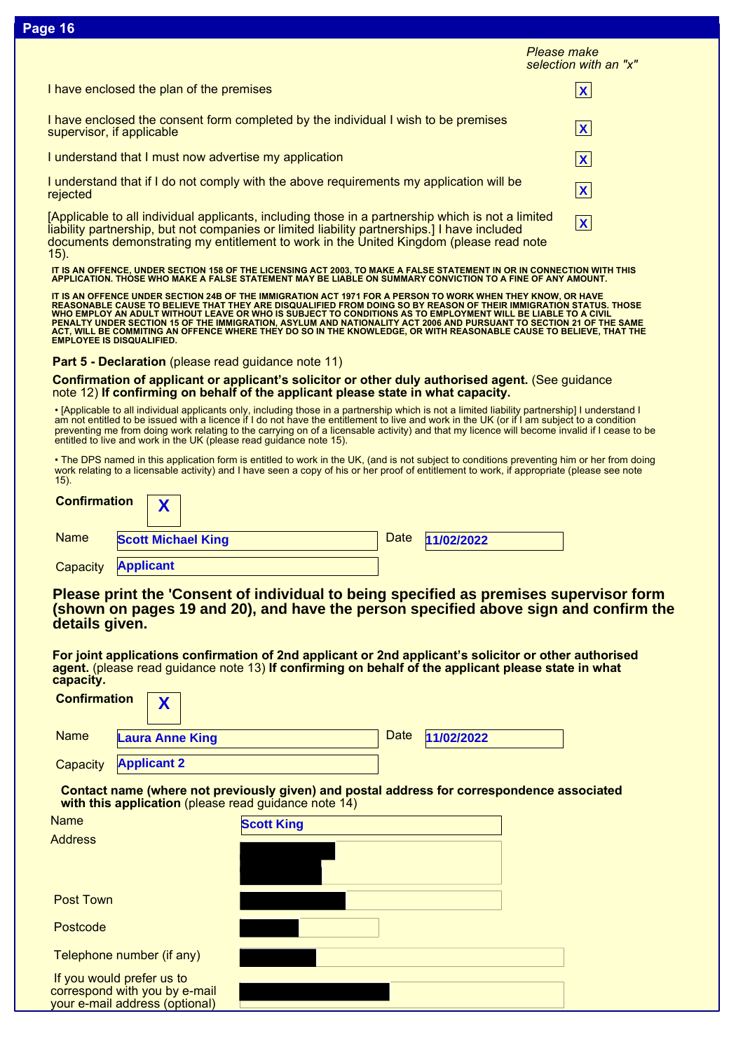*Please make selection with an "x"*

| | |
|---|---|
| I have enclosed the plan of the premises | X |
| I have enclosed the consent form completed by the individual I wish to be premises supervisor, if applicable | X |
| I understand that I must now advertise my application | X |
| I understand that if I do not comply with the above requirements my application will be rejected | X |
| [Applicable to all individual applicants, including those in a partnership which is not a limited liability partnership, but not companies or limited liability partnerships.] I have included documents demonstrating my entitlement to work in the United Kingdom (please read note 15). | X |

**IT IS AN OFFENCE, UNDER SECTION 158 OF THE LICENSING ACT 2003, TO MAKE A FALSE STATEMENT IN OR IN CONNECTION WITH THIS APPLICATION. THOSE WHO MAKE A FALSE STATEMENT MAY BE LIABLE ON SUMMARY CONVICTION TO A FINE OF ANY AMOUNT.**

**IT IS AN OFFENCE UNDER SECTION 24B OF THE IMMIGRATION ACT 1971 FOR A PERSON TO WORK WHEN THEY KNOW, OR HAVE REASONABLE CAUSE TO BELIEVE THAT THEY ARE DISQUALIFIED FROM DOING SO BY REASON OF THEIR IMMIGRATION STATUS. THOSE WHO EMPLOY AN ADULT WITHOUT LEAVE OR WHO IS SUBJECT TO CONDITIONS AS TO EMPLOYMENT WILL BE LIABLE TO A CIVIL PENALTY UNDER SECTION 15 OF THE IMMIGRATION, ASYLUM AND NATIONALITY ACT 2006 AND PURSUANT TO SECTION 21 OF THE SAME ACT, WILL BE COMMITING AN OFFENCE WHERE THEY DO SO IN THE KNOWLEDGE, OR WITH REASONABLE CAUSE TO BELIEVE, THAT THE EMPLOYEE IS DISQUALIFIED.**

**Part 5 - Declaration** (please read guidance note 11)

**Confirmation of applicant or applicant's solicitor or other duly authorised agent.** (See guidance note 12) **If confirming on behalf of the applicant please state in what capacity.**

- [Applicable to all individual applicants only, including those in a partnership which is not a limited liability partnership] I understand I am not entitled to be issued with a licence if I do not have the entitlement to live and work in the UK (or if I am subject to a condition preventing me from doing work relating to the carrying on of a licensable activity) and that my licence will become invalid if I cease to be entitled to live and work in the UK (please read guidance note 15).
- The DPS named in this application form is entitled to work in the UK, (and is not subject to conditions preventing him or her from doing work relating to a licensable activity) and I have seen a copy of his or her proof of entitlement to work, if appropriate (please see note 15).

Confirmation: X

Name: Scott Michael King    Date: 11/02/2022

Capacity: Applicant

**Please print the 'Consent of individual to being specified as premises supervisor form (shown on pages 19 and 20), and have the person specified above sign and confirm the details given.**

**For joint applications confirmation of 2nd applicant or 2nd applicant's solicitor or other authorised agent.** (please read guidance note 13) **If confirming on behalf of the applicant please state in what capacity.**

Confirmation: X

Name: Laura Anne King    Date: 11/02/2022

Capacity: Applicant 2

**Contact name (where not previously given) and postal address for correspondence associated with this application** (please read guidance note 14)

Name: Scott King

Address:

Post Town:

Postcode:

Telephone number (if any):

If you would prefer us to correspond with you by e-mail your e-mail address (optional):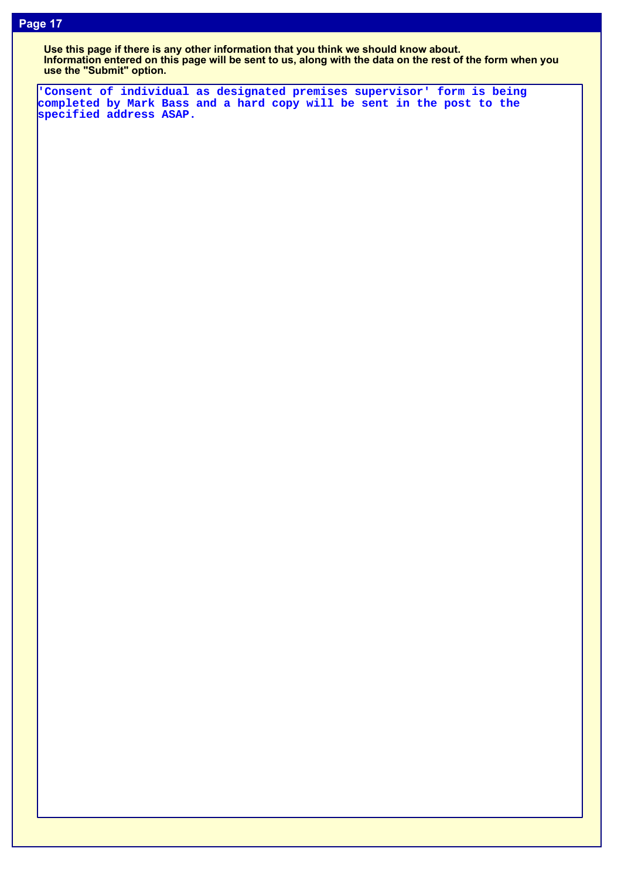## Page 17

**Use this page if there is any other information that you think we should know about.
Information entered on this page will be sent to us, along with the data on the rest of the form when you use the "Submit" option.**

'Consent of individual as designated premises supervisor' form is being completed by Mark Bass and a hard copy will be sent in the post to the specified address ASAP.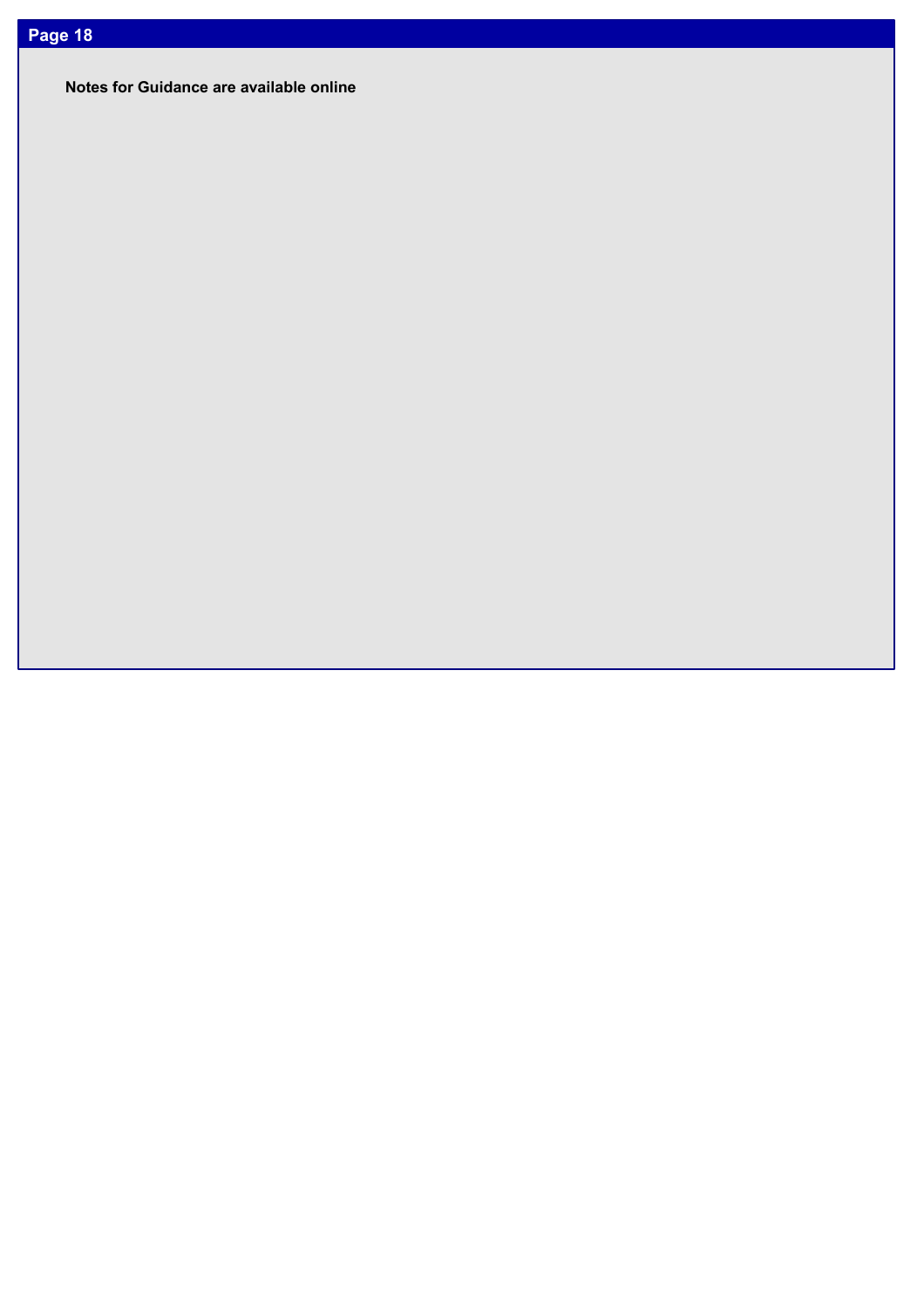**Notes for Guidance are available online**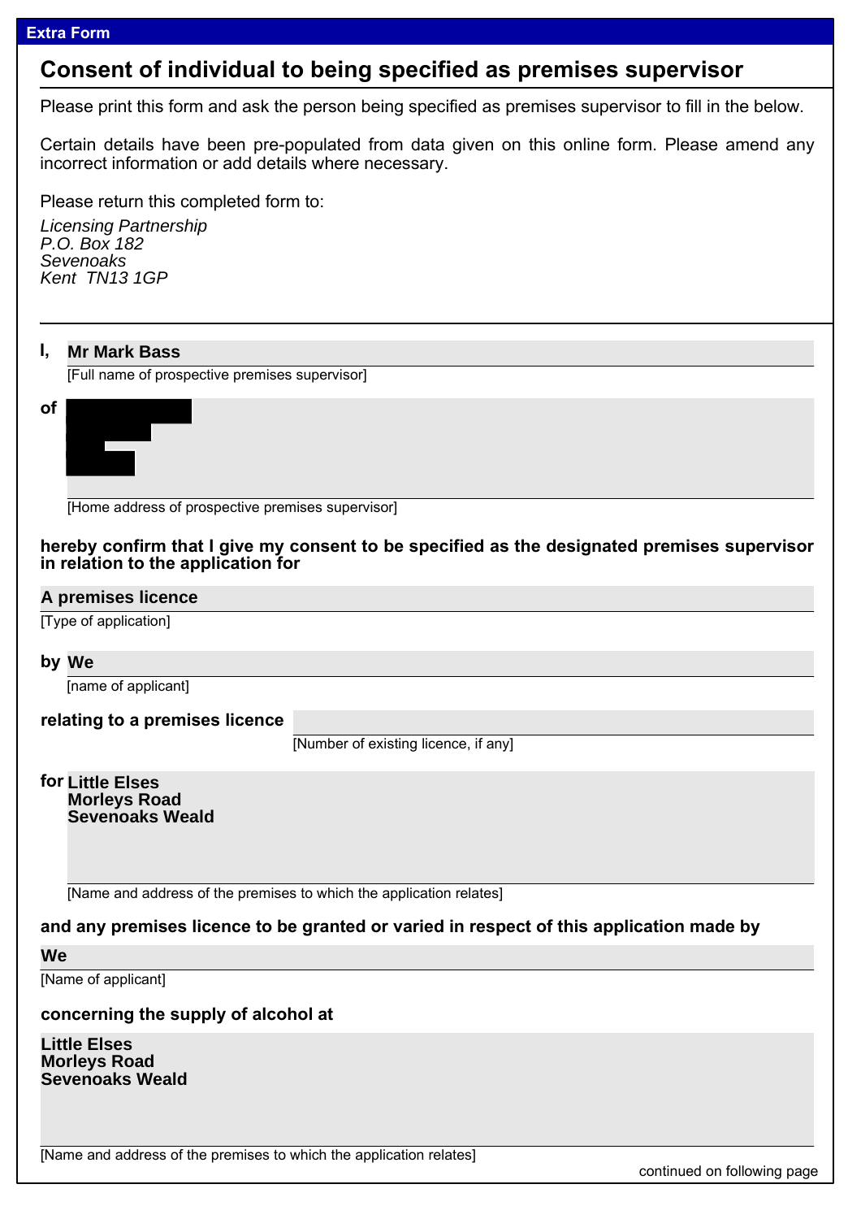**Extra Form**

# Consent of individual to being specified as premises supervisor

Please print this form and ask the person being specified as premises supervisor to fill in the below.

Certain details have been pre-populated from data given on this online form. Please amend any incorrect information or add details where necessary.

Please return this completed form to:

*Licensing Partnership*
*P.O. Box 182*
*Sevenoaks*
*Kent TN13 1GP*

**I,** **Mr Mark Bass**
[Full name of prospective premises supervisor]

**of**

[Home address of prospective premises supervisor]

**hereby confirm that I give my consent to be specified as the designated premises supervisor in relation to the application for**

**A premises licence**
[Type of application]

**by** **We**
[name of applicant]

**relating to a premises licence**
[Number of existing licence, if any]

**for** **Little Elses**
**Morleys Road**
**Sevenoaks Weald**
[Name and address of the premises to which the application relates]

**and any premises licence to be granted or varied in respect of this application made by**

**We**
[Name of applicant]

**concerning the supply of alcohol at**

**Little Elses**
**Morleys Road**
**Sevenoaks Weald**
[Name and address of the premises to which the application relates]

continued on following page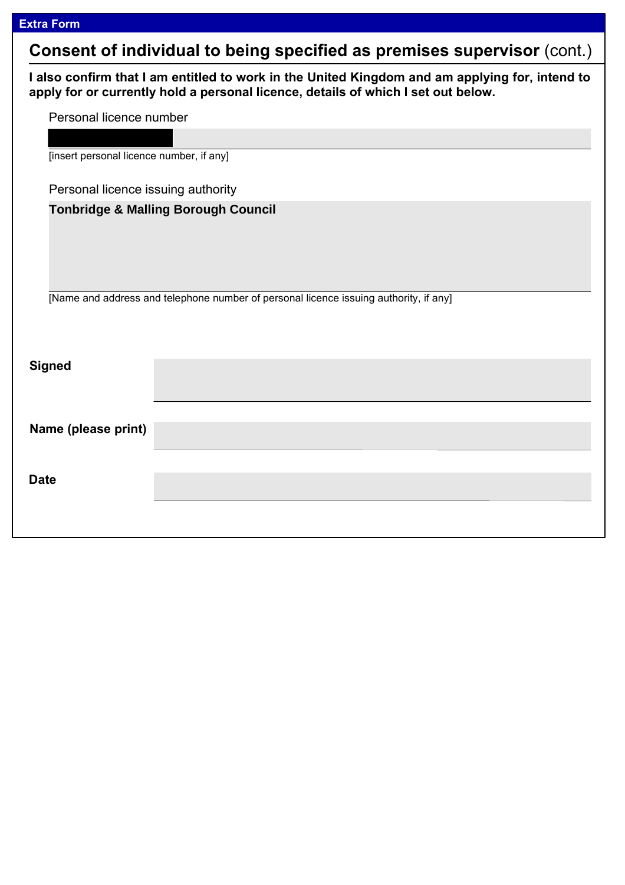**Extra Form**

## Consent of individual to being specified as premises supervisor (cont.)

**I also confirm that I am entitled to work in the United Kingdom and am applying for, intend to apply for or currently hold a personal licence, details of which I set out below.**

Personal licence number

[insert personal licence number, if any]

Personal licence issuing authority

**Tonbridge & Malling Borough Council**

[Name and address and telephone number of personal licence issuing authority, if any]

**Signed**

**Name (please print)**

**Date**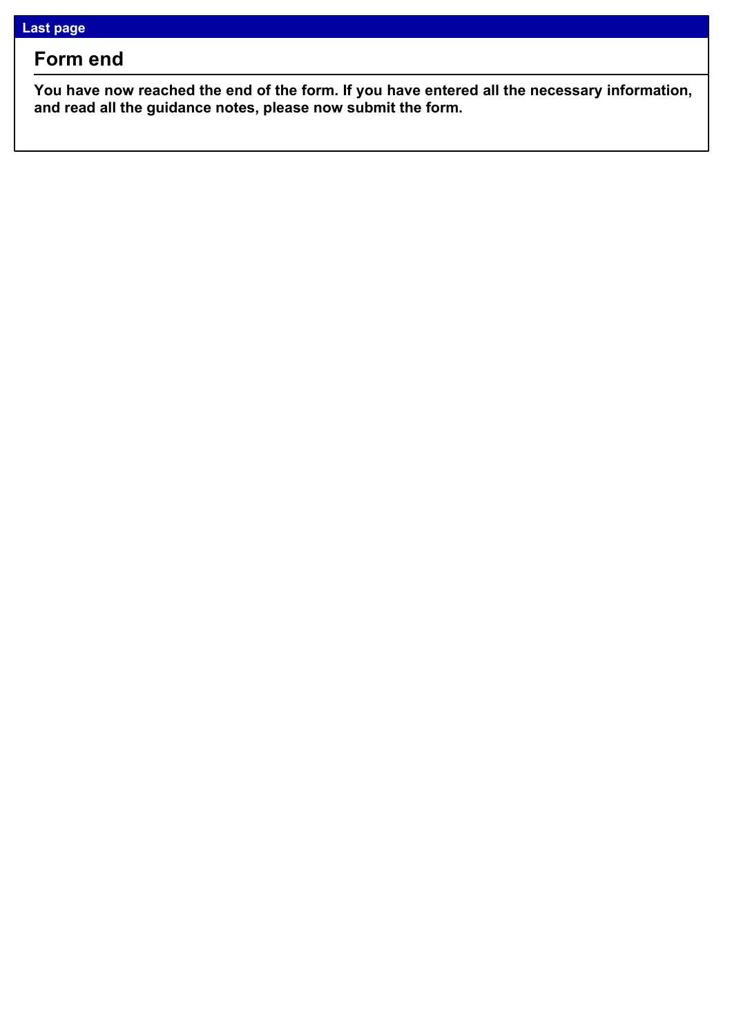**Last page**

## Form end

**You have now reached the end of the form. If you have entered all the necessary information, and read all the guidance notes, please now submit the form.**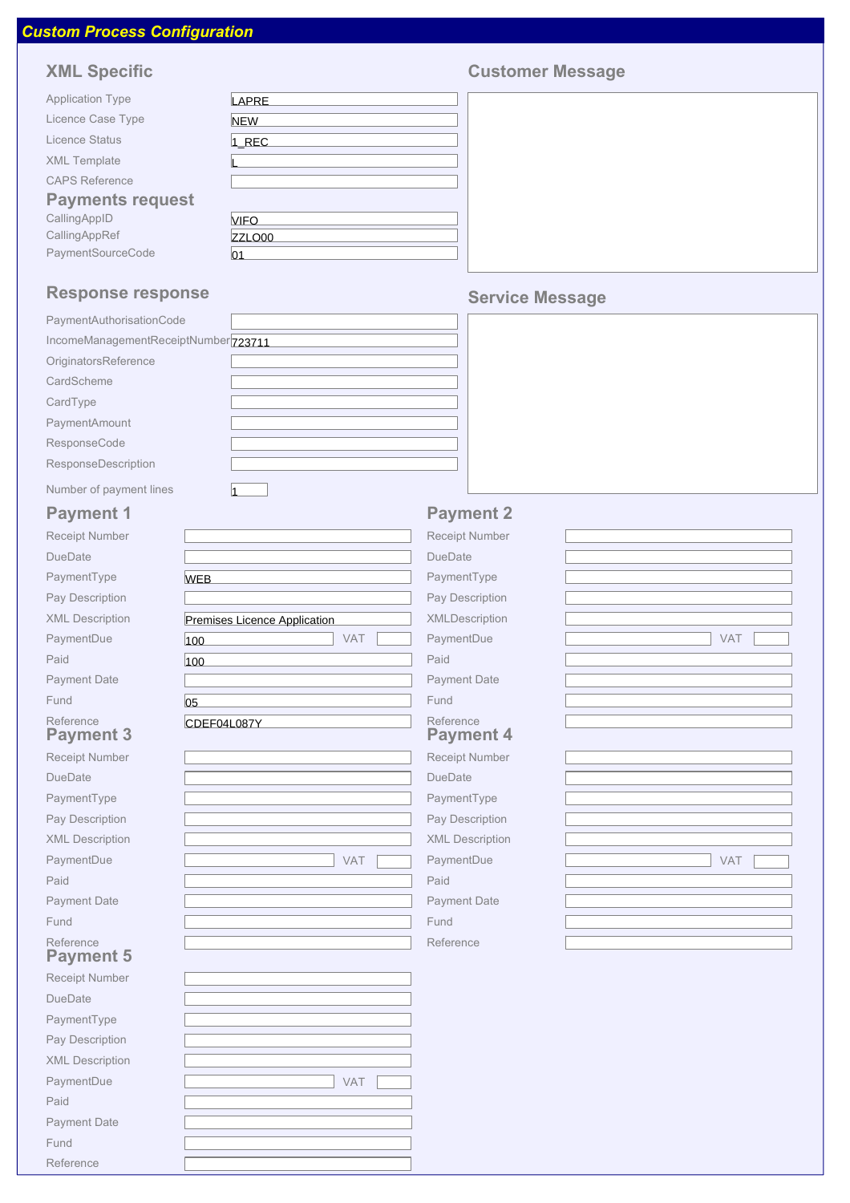# Custom Process Configuration

## XML Specific

| | |
|---|---|
| Application Type | LAPRE |
| Licence Case Type | NEW |
| Licence Status | 1_REC |
| XML Template | L |
| CAPS Reference | |

## Payments request

| | |
|---|---|
| CallingAppID | VIFO |
| CallingAppRef | ZZLO00 |
| PaymentSourceCode | 01 |

## Response response

| | |
|---|---|
| PaymentAuthorisationCode | |
| IncomeManagementReceiptNumber | 723711 |
| OriginatorsReference | |
| CardScheme | |
| CardType | |
| PaymentAmount | |
| ResponseCode | |
| ResponseDescription | |

Number of payment lines: 1

## Customer Message

## Service Message

## Payment 1

| | |
|---|---|
| Receipt Number | |
| DueDate | |
| PaymentType | WEB |
| Pay Description | |
| XML Description | Premises Licence Application |
| PaymentDue | 100 |
| VAT | |
| Paid | 100 |
| Payment Date | |
| Fund | 05 |
| Reference | CDEF04L087Y |

## Payment 2

| | |
|---|---|
| Receipt Number | |
| DueDate | |
| PaymentType | |
| Pay Description | |
| XMLDescription | |
| PaymentDue | |
| VAT | |
| Paid | |
| Payment Date | |
| Fund | |
| Reference | |

## Payment 3

| | |
|---|---|
| Receipt Number | |
| DueDate | |
| PaymentType | |
| Pay Description | |
| XML Description | |
| PaymentDue | |
| VAT | |
| Paid | |
| Payment Date | |
| Fund | |
| Reference | |

## Payment 4

| | |
|---|---|
| Receipt Number | |
| DueDate | |
| PaymentType | |
| Pay Description | |
| XML Description | |
| PaymentDue | |
| VAT | |
| Paid | |
| Payment Date | |
| Fund | |
| Reference | |

## Payment 5

| | |
|---|---|
| Receipt Number | |
| DueDate | |
| PaymentType | |
| Pay Description | |
| XML Description | |
| PaymentDue | |
| VAT | |
| Paid | |
| Payment Date | |
| Fund | |
| Reference | |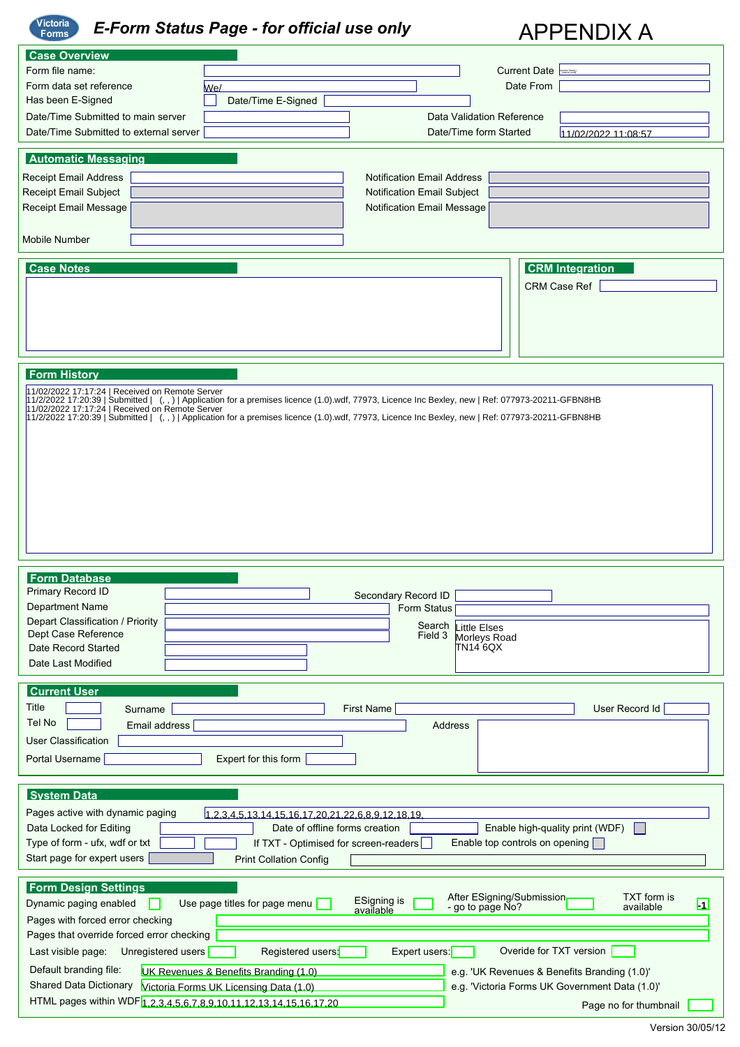Victoria Forms

# E-Form Status Page - for official use only

# APPENDIX A

## Case Overview

Form file name:

Current Date

Form data set reference: We/

Date From

Has been E-Signed

Date/Time E-Signed

Date/Time Submitted to main server

Data Validation Reference

Date/Time Submitted to external server

Date/Time form Started: 11/02/2022 11:08:57

## Automatic Messaging

Receipt Email Address

Notification Email Address

Receipt Email Subject

Notification Email Subject

Receipt Email Message

Notification Email Message

Mobile Number

## Case Notes

## CRM Integration

CRM Case Ref

## Form History

11/02/2022 17:17:24 | Received on Remote Server
11/2/2022 17:20:39 | Submitted | (, , ) | Application for a premises licence (1.0).wdf, 77973, Licence Inc Bexley, new | Ref: 077973-20211-GFBN8HB
11/02/2022 17:17:24 | Received on Remote Server
11/2/2022 17:20:39 | Submitted | (, , ) | Application for a premises licence (1.0).wdf, 77973, Licence Inc Bexley, new | Ref: 077973-20211-GFBN8HB

## Form Database

Primary Record ID

Secondary Record ID

Department Name

Form Status

Depart Classification / Priority

Dept Case Reference

Search Field 3: Little Elses
Morleys Road
TN14 6QX

Date Record Started

Date Last Modified

## Current User

Title

Surname

First Name

User Record Id

Tel No

Email address

Address

User Classification

Portal Username

Expert for this form

## System Data

Pages active with dynamic paging: 1,2,3,4,5,13,14,15,16,17,20,21,22,6,8,9,12,18,19,

Data Locked for Editing

Date of offline forms creation

Enable high-quality print (WDF)

Type of form - ufx, wdf or txt

If TXT - Optimised for screen-readers

Enable top controls on opening

Start page for expert users

Print Collation Config

## Form Design Settings

Dynamic paging enabled

Use page titles for page menu

ESigning is available

After ESigning/Submission - go to page No?

TXT form is available: -1

Pages with forced error checking

Pages that override forced error checking

Last visible page: Unregistered users:

Registered users:

Expert users:

Overide for TXT version

Default branding file: UK Revenues & Benefits Branding (1.0)

e.g. 'UK Revenues & Benefits Branding (1.0)'

Shared Data Dictionary: Victoria Forms UK Licensing Data (1.0)

e.g. 'Victoria Forms UK Government Data (1.0)'

HTML pages within WDF: 1,2,3,4,5,6,7,8,9,10,11,12,13,14,15,16,17,20

Page no for thumbnail

Version 30/05/12